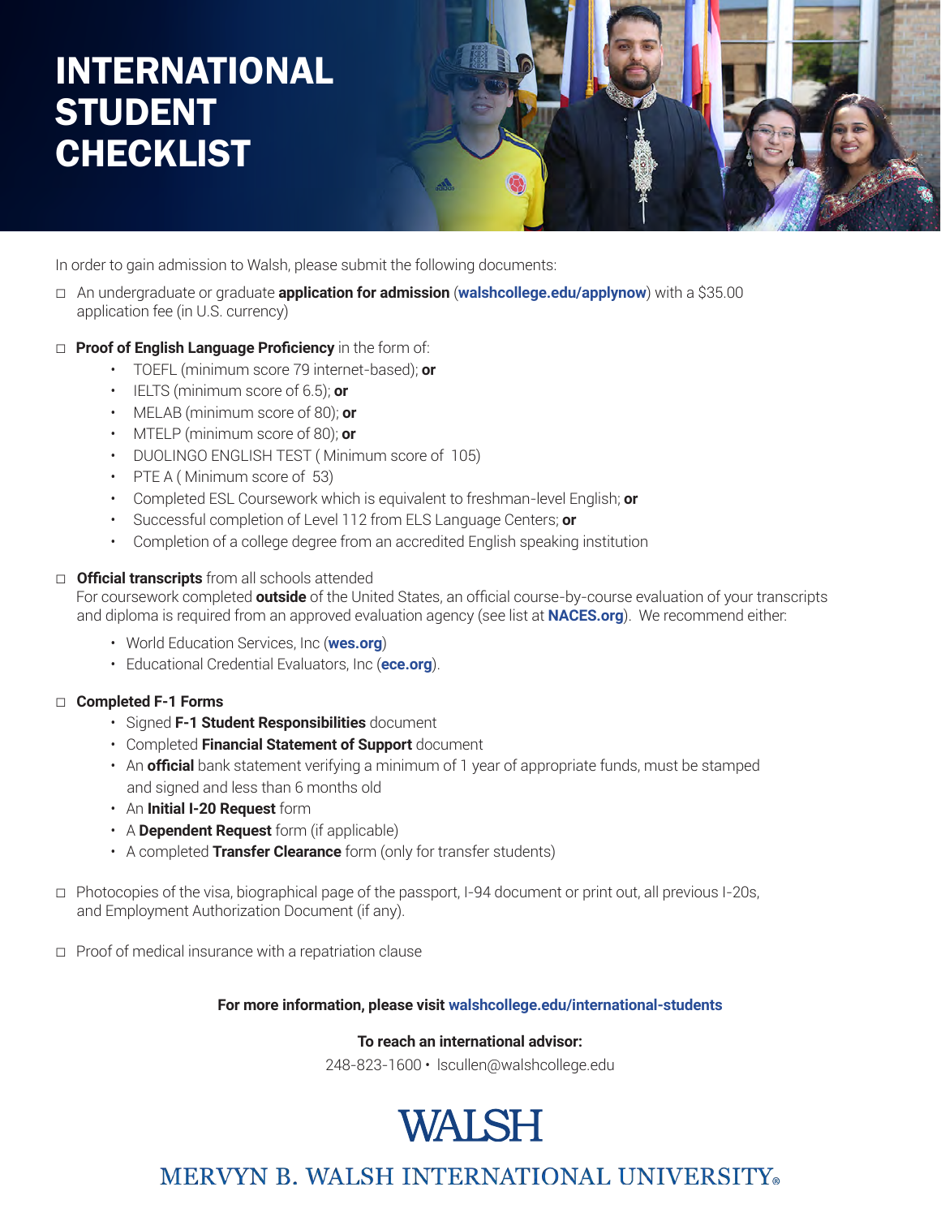# INTERNATIONAL STUDENT CHECKLIST

In order to gain admission to Walsh, please submit the following documents:

- ☐ An undergraduate or graduate **application for admission** (**walshcollege.edu/applynow**) with a $35.00 application fee (in U.S. currency)

- ☐ **Proof of English Language Proficiency** in the form of:
  - TOEFL (minimum score 79 internet-based); **or**
  - IELTS (minimum score of 6.5); **or**
  - MELAB (minimum score of 80); **or**
  - MTELP (minimum score of 80); **or**
  - DUOLINGO ENGLISH TEST ( Minimum score of 105)
  - PTE A ( Minimum score of 53)
  - Completed ESL Coursework which is equivalent to freshman-level English; **or**
  - Successful completion of Level 112 from ELS Language Centers; **or**
  - Completion of a college degree from an accredited English speaking institution

- ☐ **Official transcripts** from all schools attended
  For coursework completed **outside** of the United States, an official course-by-course evaluation of your transcripts and diploma is required from an approved evaluation agency (see list at **NACES.org**). We recommend either:
  - World Education Services, Inc (**wes.org**)
  - Educational Credential Evaluators, Inc (**ece.org**).

- ☐ **Completed F-1 Forms**
  - Signed **F-1 Student Responsibilities** document
  - Completed **Financial Statement of Support** document
  - An **official** bank statement verifying a minimum of 1 year of appropriate funds, must be stamped and signed and less than 6 months old
  - An **Initial I-20 Request** form
  - A **Dependent Request** form (if applicable)
  - A completed **Transfer Clearance** form (only for transfer students)

- ☐ Photocopies of the visa, biographical page of the passport, I-94 document or print out, all previous I-20s, and Employment Authorization Document (if any).

- ☐ Proof of medical insurance with a repatriation clause

**For more information, please visit walshcollege.edu/international-students**

**To reach an international advisor:**
248-823-1600 • lscullen@walshcollege.edu

WALSH

MERVYN B. WALSH INTERNATIONAL UNIVERSITY®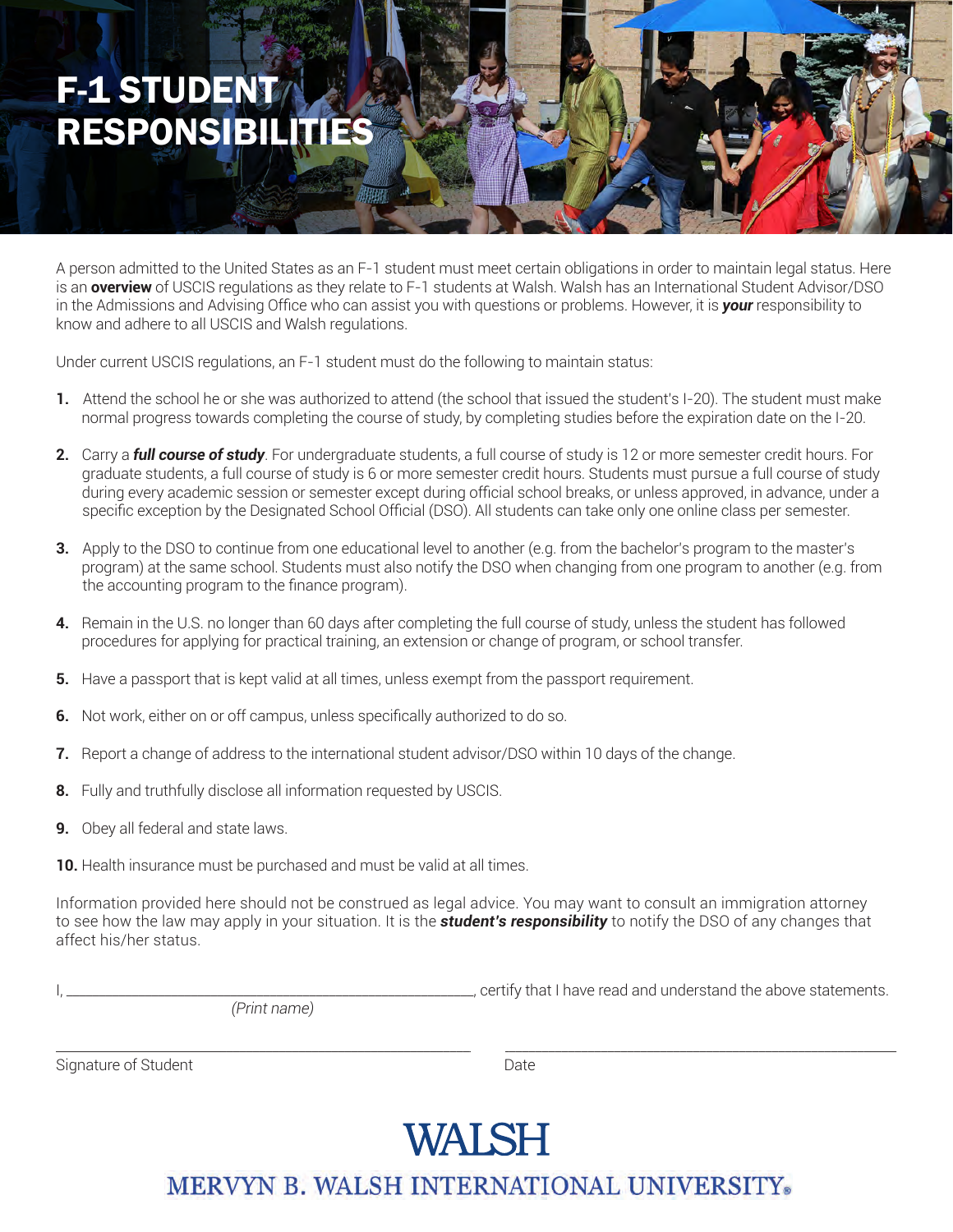# F-1 STUDENT RESPONSIBILITIES

A person admitted to the United States as an F-1 student must meet certain obligations in order to maintain legal status. Here is an **overview** of USCIS regulations as they relate to F-1 students at Walsh. Walsh has an International Student Advisor/DSO in the Admissions and Advising Office who can assist you with questions or problems. However, it is ***your*** responsibility to know and adhere to all USCIS and Walsh regulations.

Under current USCIS regulations, an F-1 student must do the following to maintain status:

1. Attend the school he or she was authorized to attend (the school that issued the student's I-20). The student must make normal progress towards completing the course of study, by completing studies before the expiration date on the I-20.

2. Carry a ***full course of study***. For undergraduate students, a full course of study is 12 or more semester credit hours. For graduate students, a full course of study is 6 or more semester credit hours. Students must pursue a full course of study during every academic session or semester except during official school breaks, or unless approved, in advance, under a specific exception by the Designated School Official (DSO). All students can take only one online class per semester.

3. Apply to the DSO to continue from one educational level to another (e.g. from the bachelor's program to the master's program) at the same school. Students must also notify the DSO when changing from one program to another (e.g. from the accounting program to the finance program).

4. Remain in the U.S. no longer than 60 days after completing the full course of study, unless the student has followed procedures for applying for practical training, an extension or change of program, or school transfer.

5. Have a passport that is kept valid at all times, unless exempt from the passport requirement.

6. Not work, either on or off campus, unless specifically authorized to do so.

7. Report a change of address to the international student advisor/DSO within 10 days of the change.

8. Fully and truthfully disclose all information requested by USCIS.

9. Obey all federal and state laws.

10. Health insurance must be purchased and must be valid at all times.

Information provided here should not be construed as legal advice. You may want to consult an immigration attorney to see how the law may apply in your situation. It is the ***student's responsibility*** to notify the DSO of any changes that affect his/her status.

I, ______________________________________________, certify that I have read and understand the above statements.

*(Print name)*

______________________________ ______________________________

Signature of Student Date

**WALSH**

MERVYN B. WALSH INTERNATIONAL UNIVERSITY®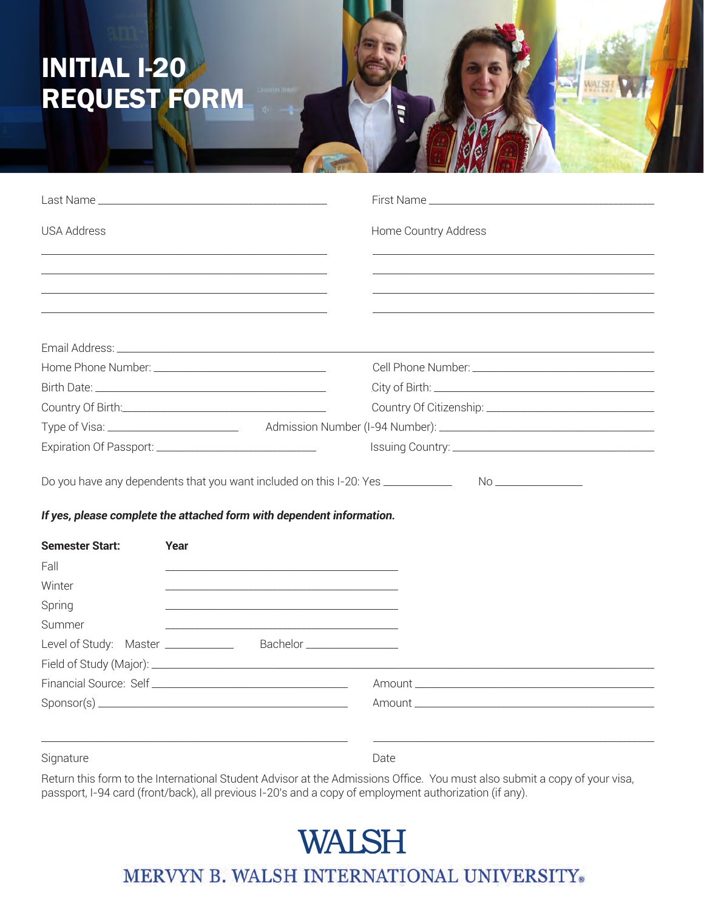# INITIAL I-20 REQUEST FORM

Last Name ______________________ First Name ______________________

USA Address

______________________

______________________

______________________

______________________

Home Country Address

______________________

______________________

______________________

______________________

Email Address: ______________________

Home Phone Number: ______________________ Cell Phone Number: ______________________

Birth Date: ______________________ City of Birth: ______________________

Country Of Birth: ______________________ Country Of Citizenship: ______________________

Type of Visa: ______________ Admission Number (I-94 Number): ______________________

Expiration Of Passport: ______________________ Issuing Country: ______________________

Do you have any dependents that you want included on this I-20: Yes __________ No __________

***If yes, please complete the attached form with dependent information.***

| **Semester Start:** | **Year** |
|---|---|
| Fall | ______________________ |
| Winter | ______________________ |
| Spring | ______________________ |
| Summer | ______________________ |

Level of Study: Master __________ Bachelor __________

Field of Study (Major): ______________________

Financial Source: Self ______________________ Amount ______________________

Sponsor(s) ______________________ Amount ______________________

______________________ ______________________

Signature Date

Return this form to the International Student Advisor at the Admissions Office. You must also submit a copy of your visa, passport, I-94 card (front/back), all previous I-20's and a copy of employment authorization (if any).

WALSH

MERVYN B. WALSH INTERNATIONAL UNIVERSITY®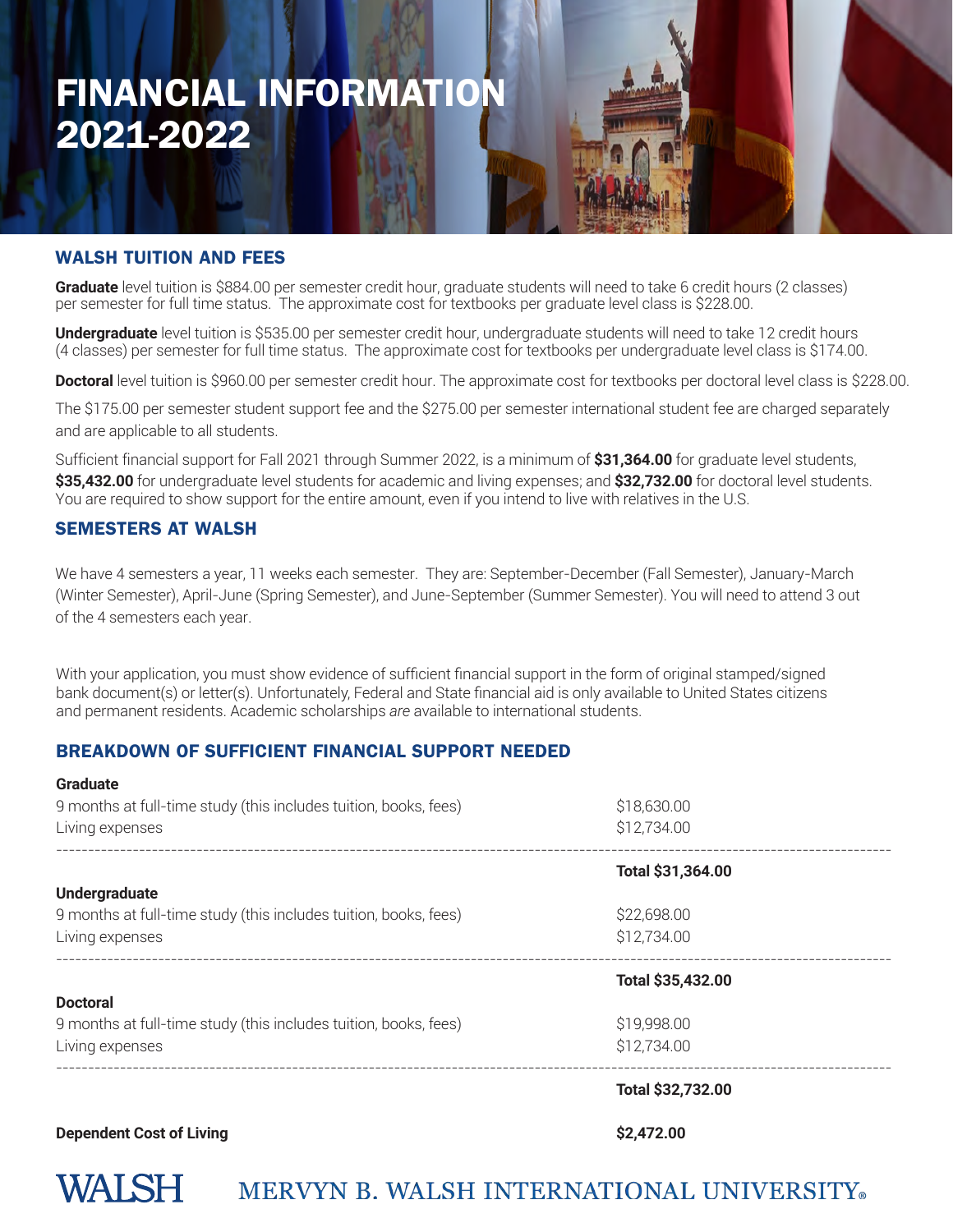# FINANCIAL INFORMATION 2021-2022

## WALSH TUITION AND FEES

**Graduate** level tuition is $884.00 per semester credit hour, graduate students will need to take 6 credit hours (2 classes) per semester for full time status. The approximate cost for textbooks per graduate level class is $228.00.

**Undergraduate** level tuition is $535.00 per semester credit hour, undergraduate students will need to take 12 credit hours (4 classes) per semester for full time status. The approximate cost for textbooks per undergraduate level class is $174.00.

**Doctoral** level tuition is $960.00 per semester credit hour. The approximate cost for textbooks per doctoral level class is $228.00.

The $175.00 per semester student support fee and the $275.00 per semester international student fee are charged separately and are applicable to all students.

Sufficient financial support for Fall 2021 through Summer 2022, is a minimum of **$31,364.00** for graduate level students, **$35,432.00** for undergraduate level students for academic and living expenses; and **$32,732.00** for doctoral level students. You are required to show support for the entire amount, even if you intend to live with relatives in the U.S.

## SEMESTERS AT WALSH

We have 4 semesters a year, 11 weeks each semester. They are: September-December (Fall Semester), January-March (Winter Semester), April-June (Spring Semester), and June-September (Summer Semester). You will need to attend 3 out of the 4 semesters each year.

With your application, you must show evidence of sufficient financial support in the form of original stamped/signed bank document(s) or letter(s). Unfortunately, Federal and State financial aid is only available to United States citizens and permanent residents. Academic scholarships *are* available to international students.

## BREAKDOWN OF SUFFICIENT FINANCIAL SUPPORT NEEDED

| | |
|---|---|
| **Graduate** | |
| 9 months at full-time study (this includes tuition, books, fees) | $18,630.00 |
| Living expenses | $12,734.00 |
| | **Total $31,364.00** |
| **Undergraduate** | |
| 9 months at full-time study (this includes tuition, books, fees) | $22,698.00 |
| Living expenses | $12,734.00 |
| | **Total $35,432.00** |
| **Doctoral** | |
| 9 months at full-time study (this includes tuition, books, fees) | $19,998.00 |
| Living expenses | $12,734.00 |
| | **Total $32,732.00** |
| **Dependent Cost of Living** | **$2,472.00** |

WALSH MERVYN B. WALSH INTERNATIONAL UNIVERSITY®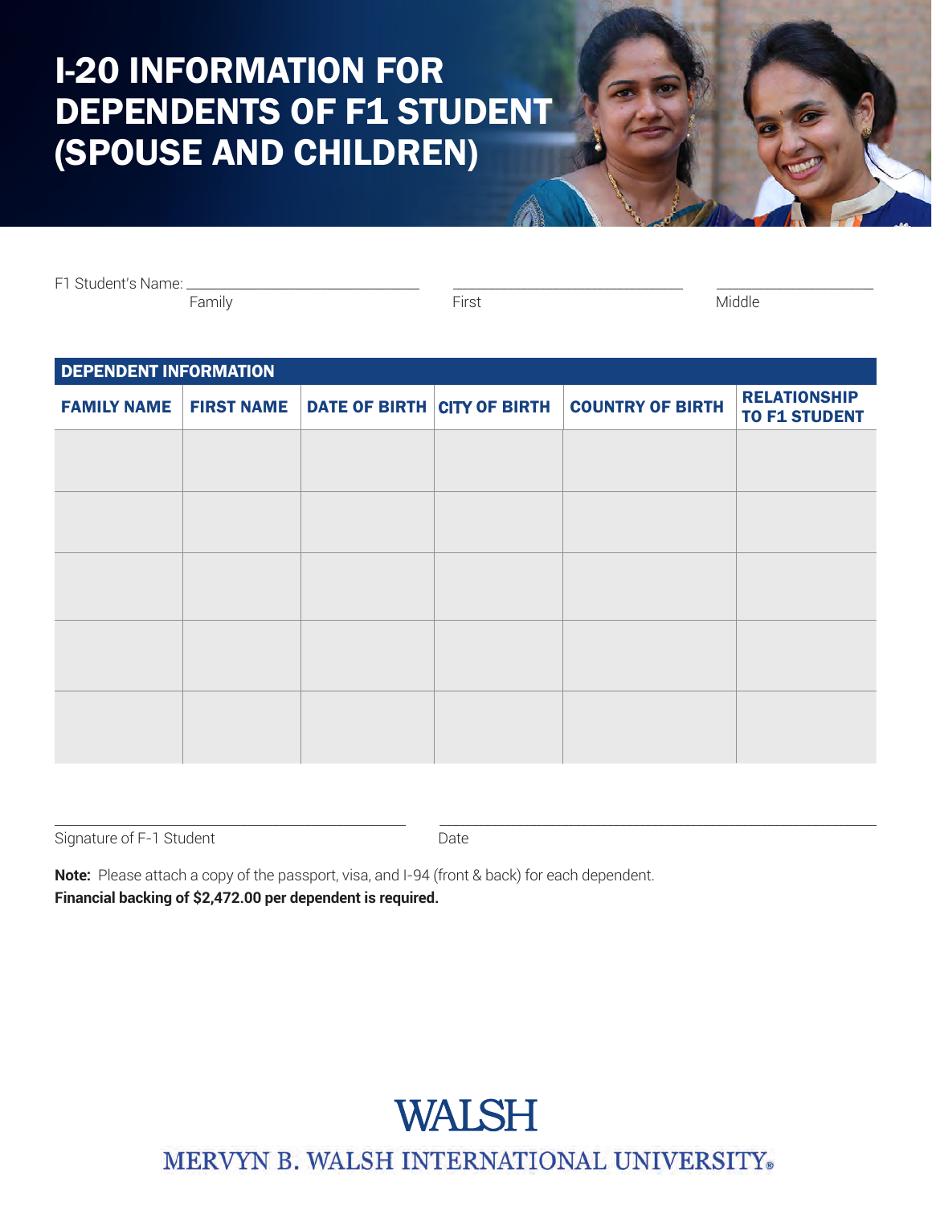# I-20 INFORMATION FOR DEPENDENTS OF F1 STUDENT (SPOUSE AND CHILDREN)

F1 Student's Name: ______________________ ______________________ ______________________

Family First Middle

| DEPENDENT INFORMATION | | | | | |
|---|---|---|---|---|---|
| **FAMILY NAME** | **FIRST NAME** | **DATE OF BIRTH** | **CITY OF BIRTH** | **COUNTRY OF BIRTH** | **RELATIONSHIP TO F1 STUDENT** |
| | | | | | |
| | | | | | |
| | | | | | |
| | | | | | |
| | | | | | |

______________________ ______________________

Signature of F-1 Student Date

**Note:** Please attach a copy of the passport, visa, and I-94 (front & back) for each dependent.
**Financial backing of $2,472.00 per dependent is required.**

WALSH

MERVYN B. WALSH INTERNATIONAL UNIVERSITY®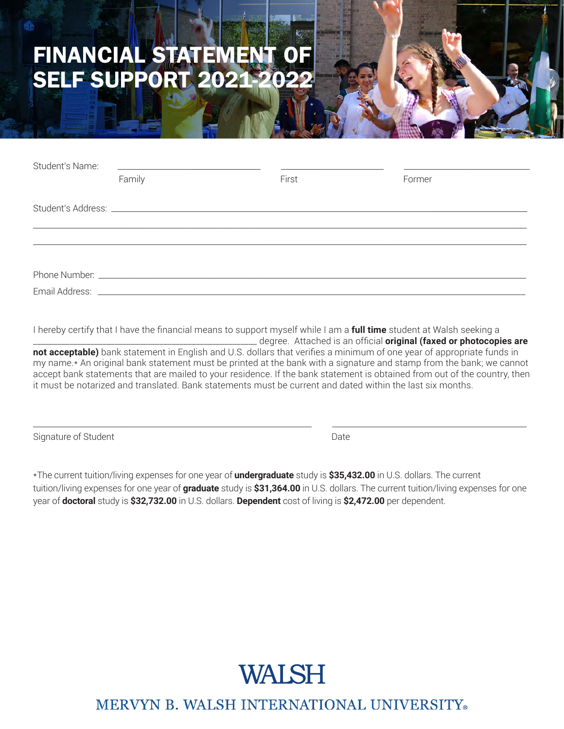# FINANCIAL STATEMENT OF SELF SUPPORT 2021-2022

Student's Name: ______________________ ______________________ ______________________

Family First Former

Student's Address: ____________________________________________________________

____________________________________________________________

____________________________________________________________

Phone Number: ____________________________________________________________

Email Address: ____________________________________________________________

I hereby certify that I have the financial means to support myself while I am a **full time** student at Walsh seeking a ______________________________ degree. Attached is an official **original (faxed or photocopies are not acceptable)** bank statement in English and U.S. dollars that verifies a minimum of one year of appropriate funds in my name.* An original bank statement must be printed at the bank with a signature and stamp from the bank; we cannot accept bank statements that are mailed to your residence. If the bank statement is obtained from out of the country, then it must be notarized and translated. Bank statements must be current and dated within the last six months.

______________________________ ______________________________

Signature of Student Date

*The current tuition/living expenses for one year of **undergraduate** study is **$35,432.00** in U.S. dollars. The current tuition/living expenses for one year of **graduate** study is **$31,364.00** in U.S. dollars. The current tuition/living expenses for one year of **doctoral** study is **$32,732.00** in U.S. dollars. **Dependent** cost of living is **$2,472.00** per dependent.

WALSH

MERVYN B. WALSH INTERNATIONAL UNIVERSITY®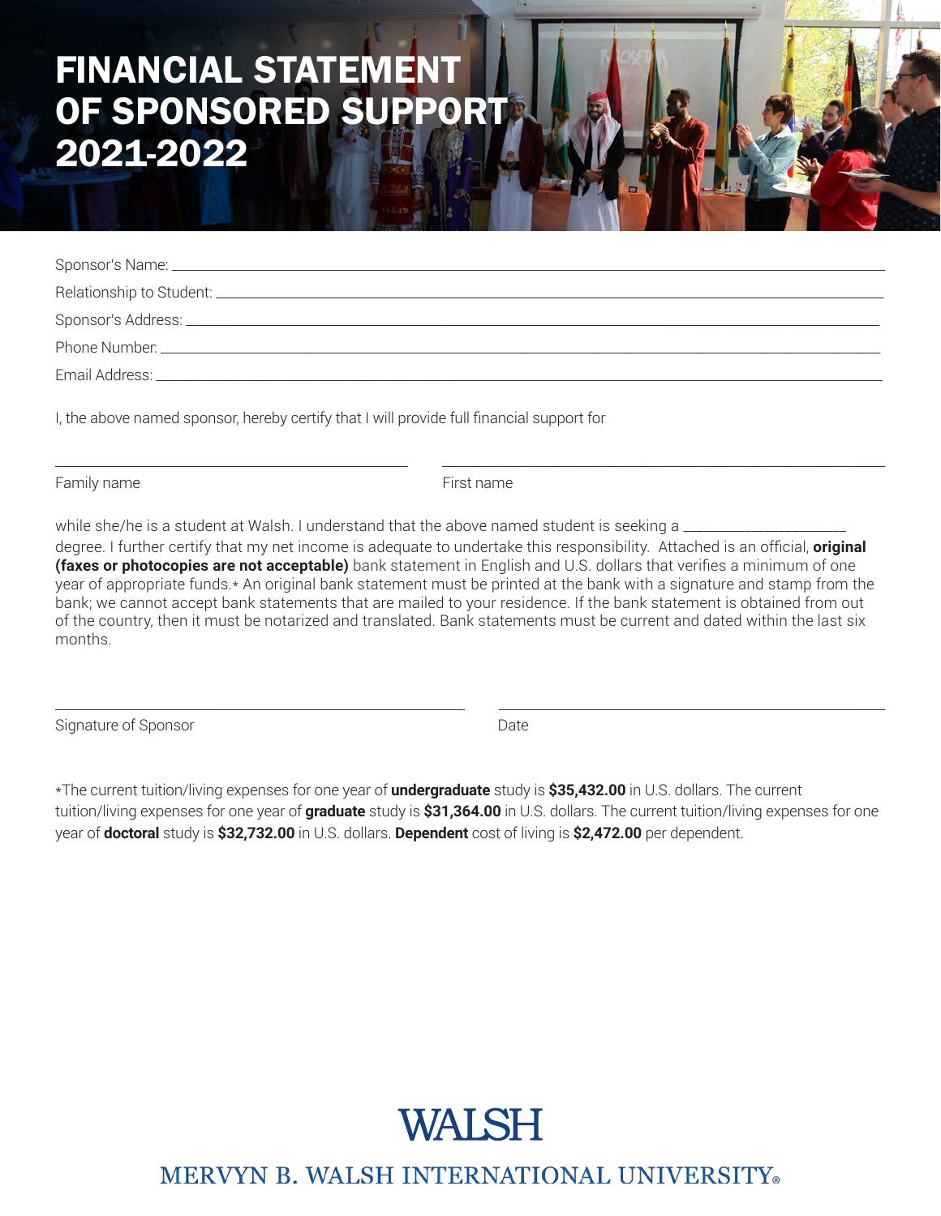# FINANCIAL STATEMENT OF SPONSORED SUPPORT 2021-2022

Sponsor's Name: \_\_\_\_\_\_\_\_\_\_\_\_\_\_\_\_\_\_\_\_\_\_\_\_\_\_\_\_\_\_\_\_\_\_\_\_\_\_\_\_

Relationship to Student: \_\_\_\_\_\_\_\_\_\_\_\_\_\_\_\_\_\_\_\_\_\_\_\_\_\_\_\_\_\_\_\_\_\_\_\_

Sponsor's Address: \_\_\_\_\_\_\_\_\_\_\_\_\_\_\_\_\_\_\_\_\_\_\_\_\_\_\_\_\_\_\_\_\_\_\_\_\_\_

Phone Number: \_\_\_\_\_\_\_\_\_\_\_\_\_\_\_\_\_\_\_\_\_\_\_\_\_\_\_\_\_\_\_\_\_\_\_\_\_\_\_\_\_

Email Address: \_\_\_\_\_\_\_\_\_\_\_\_\_\_\_\_\_\_\_\_\_\_\_\_\_\_\_\_\_\_\_\_\_\_\_\_\_\_\_\_\_

I, the above named sponsor, hereby certify that I will provide full financial support for

\_\_\_\_\_\_\_\_\_\_\_\_\_\_\_\_\_\_\_\_\_\_\_\_ \_\_\_\_\_\_\_\_\_\_\_\_\_\_\_\_\_\_\_\_\_\_\_\_

Family name First name

while she/he is a student at Walsh. I understand that the above named student is seeking a \_\_\_\_\_\_\_\_\_\_\_\_\_\_\_\_ degree. I further certify that my net income is adequate to undertake this responsibility. Attached is an official, **original (faxes or photocopies are not acceptable)** bank statement in English and U.S. dollars that verifies a minimum of one year of appropriate funds.* An original bank statement must be printed at the bank with a signature and stamp from the bank; we cannot accept bank statements that are mailed to your residence. If the bank statement is obtained from out of the country, then it must be notarized and translated. Bank statements must be current and dated within the last six months.

\_\_\_\_\_\_\_\_\_\_\_\_\_\_\_\_\_\_\_\_\_\_\_\_ \_\_\_\_\_\_\_\_\_\_\_\_\_\_\_\_\_\_\_\_\_\_\_\_

Signature of Sponsor Date

*The current tuition/living expenses for one year of **undergraduate** study is **$35,432.00** in U.S. dollars. The current tuition/living expenses for one year of **graduate** study is **$31,364.00** in U.S. dollars. The current tuition/living expenses for one year of **doctoral** study is **$32,732.00** in U.S. dollars. **Dependent** cost of living is **$2,472.00** per dependent.

WALSH

MERVYN B. WALSH INTERNATIONAL UNIVERSITY®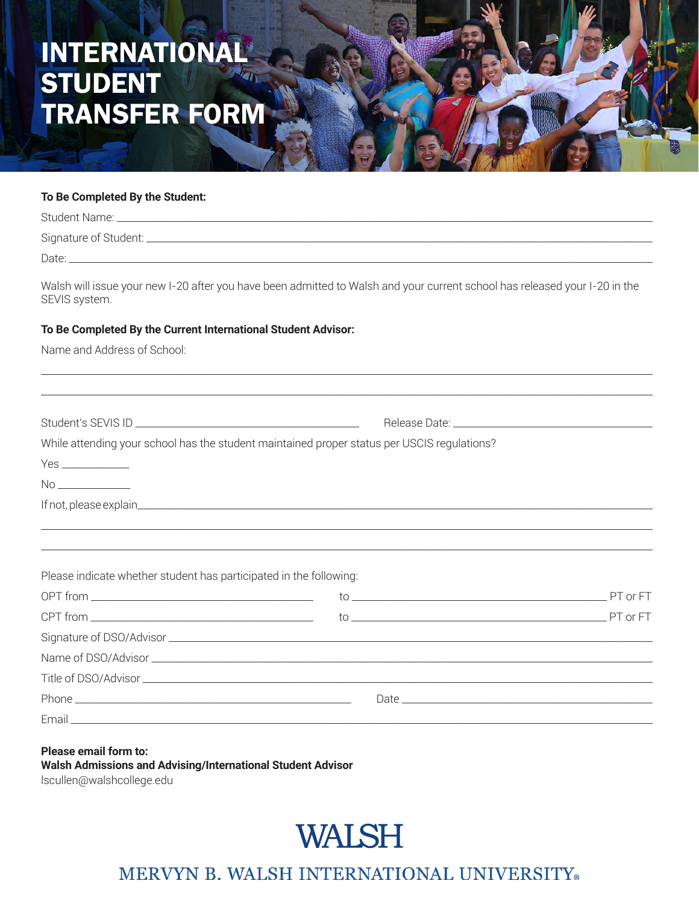# INTERNATIONAL STUDENT TRANSFER FORM

**To Be Completed By the Student:**

Student Name: ______________________________

Signature of Student: ______________________________

Date: ______________________________

Walsh will issue your new I-20 after you have been admitted to Walsh and your current school has released your I-20 in the SEVIS system.

**To Be Completed By the Current International Student Advisor:**

Name and Address of School:

______________________________

______________________________

Student's SEVIS ID ______________________________ Release Date: ______________________________

While attending your school has the student maintained proper status per USCIS regulations?

Yes ____________

No ____________

If not, please explain ______________________________

______________________________

______________________________

Please indicate whether student has participated in the following:

OPT from ______________________________ to ______________________________ PT or FT

CPT from ______________________________ to ______________________________ PT or FT

Signature of DSO/Advisor ______________________________

Name of DSO/Advisor ______________________________

Title of DSO/Advisor ______________________________

Phone ______________________________ Date ______________________________

Email ______________________________

**Please email form to:**
**Walsh Admissions and Advising/International Student Advisor**
lscullen@walshcollege.edu

WALSH

MERVYN B. WALSH INTERNATIONAL UNIVERSITY®